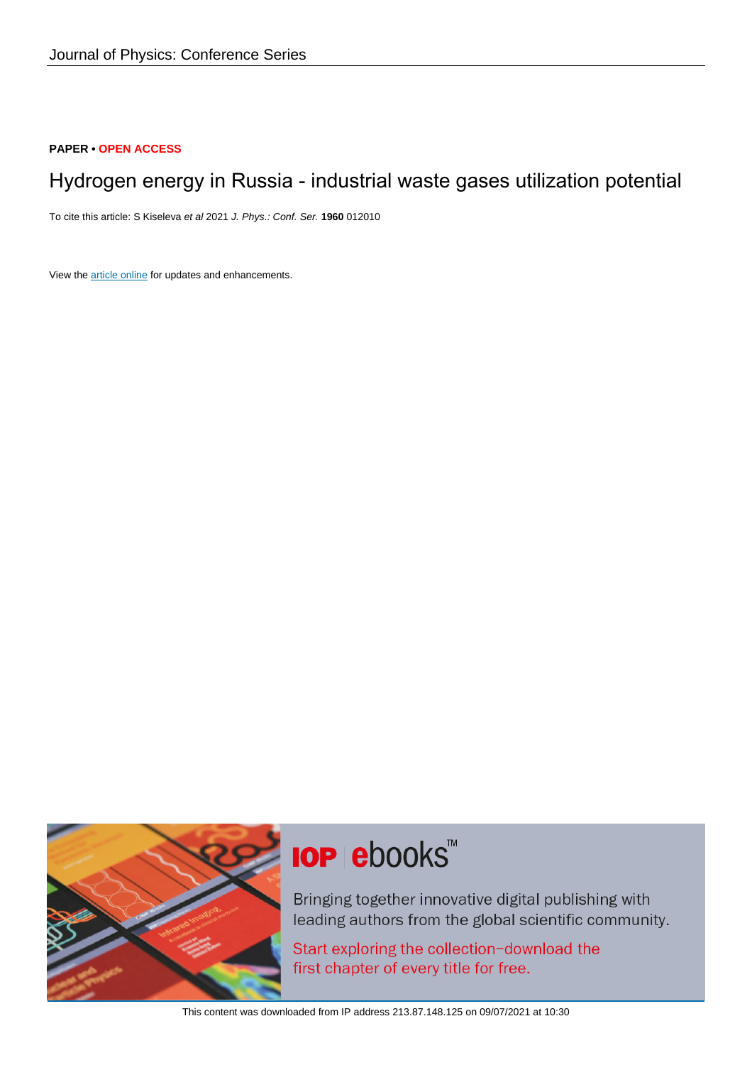Journal of Physics: Conference Series

**PAPER • OPEN ACCESS**

# Hydrogen energy in Russia - industrial waste gases utilization potential

To cite this article: S Kiseleva *et al* 2021 *J. Phys.: Conf. Ser.* **1960** 012010

View the article online for updates and enhancements.

IOP ebooks™

Bringing together innovative digital publishing with leading authors from the global scientific community.

Start exploring the collection–download the first chapter of every title for free.

This content was downloaded from IP address 213.87.148.125 on 09/07/2021 at 10:30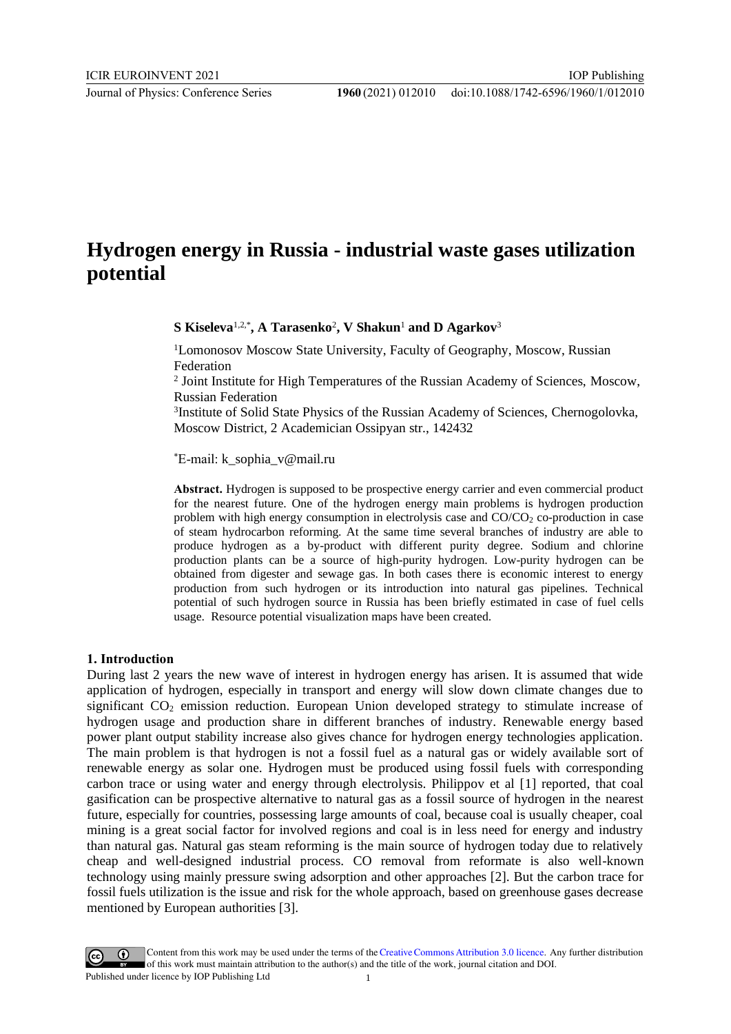# Hydrogen energy in Russia - industrial waste gases utilization potential

**S Kiseleva**[1,2,*], **A Tarasenko**[2], **V Shakun**[1] **and D Agarkov**[3]

[1]Lomonosov Moscow State University, Faculty of Geography, Moscow, Russian Federation

[2] Joint Institute for High Temperatures of the Russian Academy of Sciences, Moscow, Russian Federation

[3]Institute of Solid State Physics of the Russian Academy of Sciences, Chernogolovka, Moscow District, 2 Academician Ossipyan str., 142432

*E-mail: k_sophia_v@mail.ru

**Abstract.** Hydrogen is supposed to be prospective energy carrier and even commercial product for the nearest future. One of the hydrogen energy main problems is hydrogen production problem with high energy consumption in electrolysis case and CO/$CO_2$ co-production in case of steam hydrocarbon reforming. At the same time several branches of industry are able to produce hydrogen as a by-product with different purity degree. Sodium and chlorine production plants can be a source of high-purity hydrogen. Low-purity hydrogen can be obtained from digester and sewage gas. In both cases there is economic interest to energy production from such hydrogen or its introduction into natural gas pipelines. Technical potential of such hydrogen source in Russia has been briefly estimated in case of fuel cells usage. Resource potential visualization maps have been created.

## 1. Introduction

During last 2 years the new wave of interest in hydrogen energy has arisen. It is assumed that wide application of hydrogen, especially in transport and energy will slow down climate changes due to significant $CO_2$ emission reduction. European Union developed strategy to stimulate increase of hydrogen usage and production share in different branches of industry. Renewable energy based power plant output stability increase also gives chance for hydrogen energy technologies application. The main problem is that hydrogen is not a fossil fuel as a natural gas or widely available sort of renewable energy as solar one. Hydrogen must be produced using fossil fuels with corresponding carbon trace or using water and energy through electrolysis. Philippov et al [1] reported, that coal gasification can be prospective alternative to natural gas as a fossil source of hydrogen in the nearest future, especially for countries, possessing large amounts of coal, because coal is usually cheaper, coal mining is a great social factor for involved regions and coal is in less need for energy and industry than natural gas. Natural gas steam reforming is the main source of hydrogen today due to relatively cheap and well-designed industrial process. CO removal from reformate is also well-known technology using mainly pressure swing adsorption and other approaches [2]. But the carbon trace for fossil fuels utilization is the issue and risk for the whole approach, based on greenhouse gases decrease mentioned by European authorities [3].

Content from this work may be used under the terms of the Creative Commons Attribution 3.0 licence. Any further distribution of this work must maintain attribution to the author(s) and the title of the work, journal citation and DOI.
Published under licence by IOP Publishing Ltd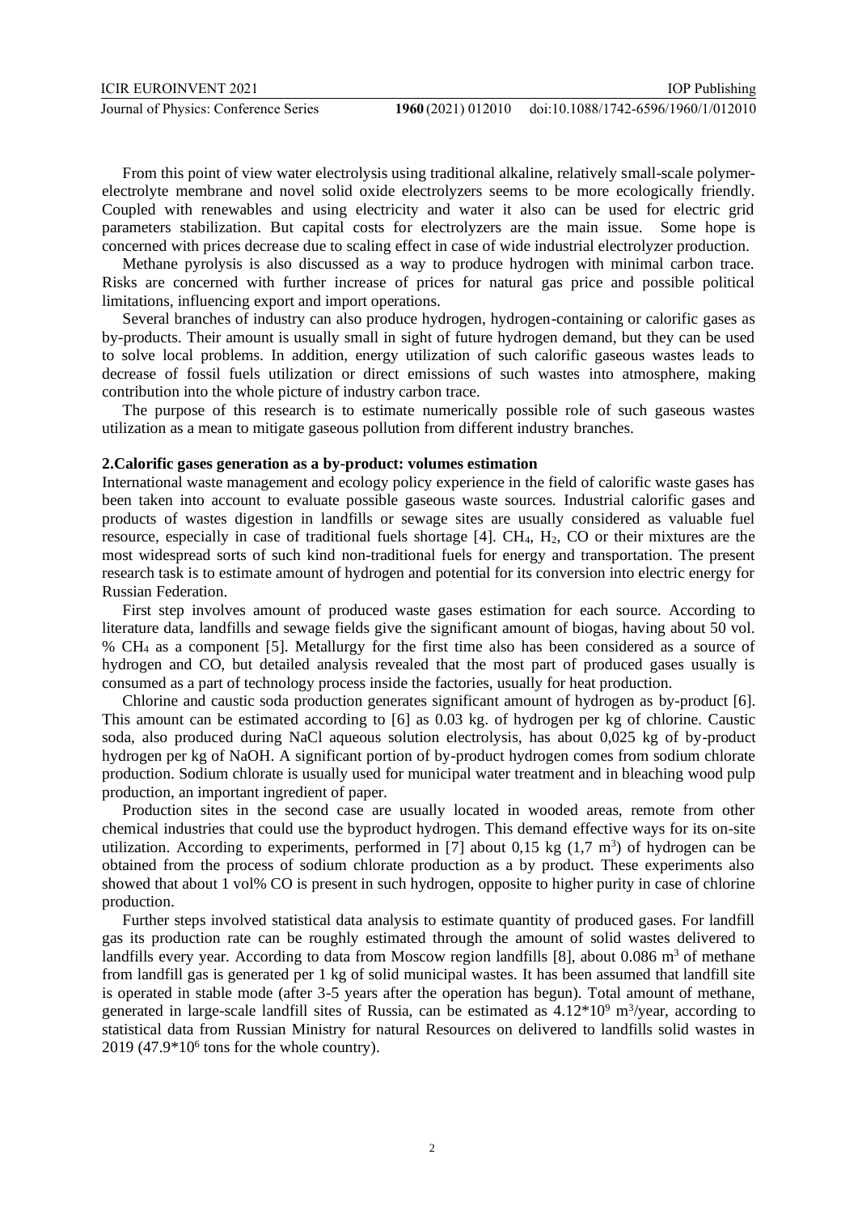From this point of view water electrolysis using traditional alkaline, relatively small-scale polymer-electrolyte membrane and novel solid oxide electrolyzers seems to be more ecologically friendly. Coupled with renewables and using electricity and water it also can be used for electric grid parameters stabilization. But capital costs for electrolyzers are the main issue. Some hope is concerned with prices decrease due to scaling effect in case of wide industrial electrolyzer production.

Methane pyrolysis is also discussed as a way to produce hydrogen with minimal carbon trace. Risks are concerned with further increase of prices for natural gas price and possible political limitations, influencing export and import operations.

Several branches of industry can also produce hydrogen, hydrogen-containing or calorific gases as by-products. Their amount is usually small in sight of future hydrogen demand, but they can be used to solve local problems. In addition, energy utilization of such calorific gaseous wastes leads to decrease of fossil fuels utilization or direct emissions of such wastes into atmosphere, making contribution into the whole picture of industry carbon trace.

The purpose of this research is to estimate numerically possible role of such gaseous wastes utilization as a mean to mitigate gaseous pollution from different industry branches.

## 2.Calorific gases generation as a by-product: volumes estimation

International waste management and ecology policy experience in the field of calorific waste gases has been taken into account to evaluate possible gaseous waste sources. Industrial calorific gases and products of wastes digestion in landfills or sewage sites are usually considered as valuable fuel resource, especially in case of traditional fuels shortage [4]. $CH_4$, $H_2$, CO or their mixtures are the most widespread sorts of such kind non-traditional fuels for energy and transportation. The present research task is to estimate amount of hydrogen and potential for its conversion into electric energy for Russian Federation.

First step involves amount of produced waste gases estimation for each source. According to literature data, landfills and sewage fields give the significant amount of biogas, having about 50 vol. % $CH_4$ as a component [5]. Metallurgy for the first time also has been considered as a source of hydrogen and CO, but detailed analysis revealed that the most part of produced gases usually is consumed as a part of technology process inside the factories, usually for heat production.

Chlorine and caustic soda production generates significant amount of hydrogen as by-product [6]. This amount can be estimated according to [6] as 0.03 kg. of hydrogen per kg of chlorine. Caustic soda, also produced during NaCl aqueous solution electrolysis, has about 0,025 kg of by-product hydrogen per kg of NaOH. A significant portion of by-product hydrogen comes from sodium chlorate production. Sodium chlorate is usually used for municipal water treatment and in bleaching wood pulp production, an important ingredient of paper.

Production sites in the second case are usually located in wooded areas, remote from other chemical industries that could use the byproduct hydrogen. This demand effective ways for its on-site utilization. According to experiments, performed in [7] about 0,15 kg (1,7 $m^3$) of hydrogen can be obtained from the process of sodium chlorate production as a by product. These experiments also showed that about 1 vol% CO is present in such hydrogen, opposite to higher purity in case of chlorine production.

Further steps involved statistical data analysis to estimate quantity of produced gases. For landfill gas its production rate can be roughly estimated through the amount of solid wastes delivered to landfills every year. According to data from Moscow region landfills [8], about 0.086 $m^3$ of methane from landfill gas is generated per 1 kg of solid municipal wastes. It has been assumed that landfill site is operated in stable mode (after 3-5 years after the operation has begun). Total amount of methane, generated in large-scale landfill sites of Russia, can be estimated as $4.12*10^9$ $m^3$/year, according to statistical data from Russian Ministry for natural Resources on delivered to landfills solid wastes in 2019 ($47.9*10^6$ tons for the whole country).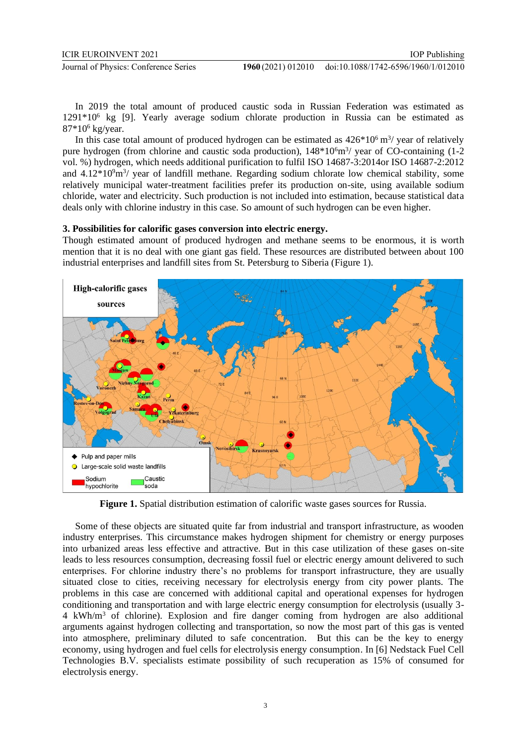In 2019 the total amount of produced caustic soda in Russian Federation was estimated as $1291*10^6$ kg [9]. Yearly average sodium chlorate production in Russia can be estimated as $87*10^6$ kg/year.

In this case total amount of produced hydrogen can be estimated as $426*10^6$ $m^3$/ year of relatively pure hydrogen (from chlorine and caustic soda production), $148*10^6 m^3$/ year of CO-containing (1-2 vol. %) hydrogen, which needs additional purification to fulfil ISO 14687-3:2014or ISO 14687-2:2012 and $4.12*10^9 m^3$/ year of landfill methane. Regarding sodium chlorate low chemical stability, some relatively municipal water-treatment facilities prefer its production on-site, using available sodium chloride, water and electricity. Such production is not included into estimation, because statistical data deals only with chlorine industry in this case. So amount of such hydrogen can be even higher.

### 3. Possibilities for calorific gases conversion into electric energy.

Though estimated amount of produced hydrogen and methane seems to be enormous, it is worth mention that it is no deal with one giant gas field. These resources are distributed between about 100 industrial enterprises and landfill sites from St. Petersburg to Siberia (Figure 1).

**Figure 1.** Spatial distribution estimation of calorific waste gases sources for Russia.

Some of these objects are situated quite far from industrial and transport infrastructure, as wooden industry enterprises. This circumstance makes hydrogen shipment for chemistry or energy purposes into urbanized areas less effective and attractive. But in this case utilization of these gases on-site leads to less resources consumption, decreasing fossil fuel or electric energy amount delivered to such enterprises. For chlorine industry there's no problems for transport infrastructure, they are usually situated close to cities, receiving necessary for electrolysis energy from city power plants. The problems in this case are concerned with additional capital and operational expenses for hydrogen conditioning and transportation and with large electric energy consumption for electrolysis (usually 3-4 $kWh/m^3$ of chlorine). Explosion and fire danger coming from hydrogen are also additional arguments against hydrogen collecting and transportation, so now the most part of this gas is vented into atmosphere, preliminary diluted to safe concentration. But this can be the key to energy economy, using hydrogen and fuel cells for electrolysis energy consumption. In [6] Nedstack Fuel Cell Technologies B.V. specialists estimate possibility of such recuperation as 15% of consumed for electrolysis energy.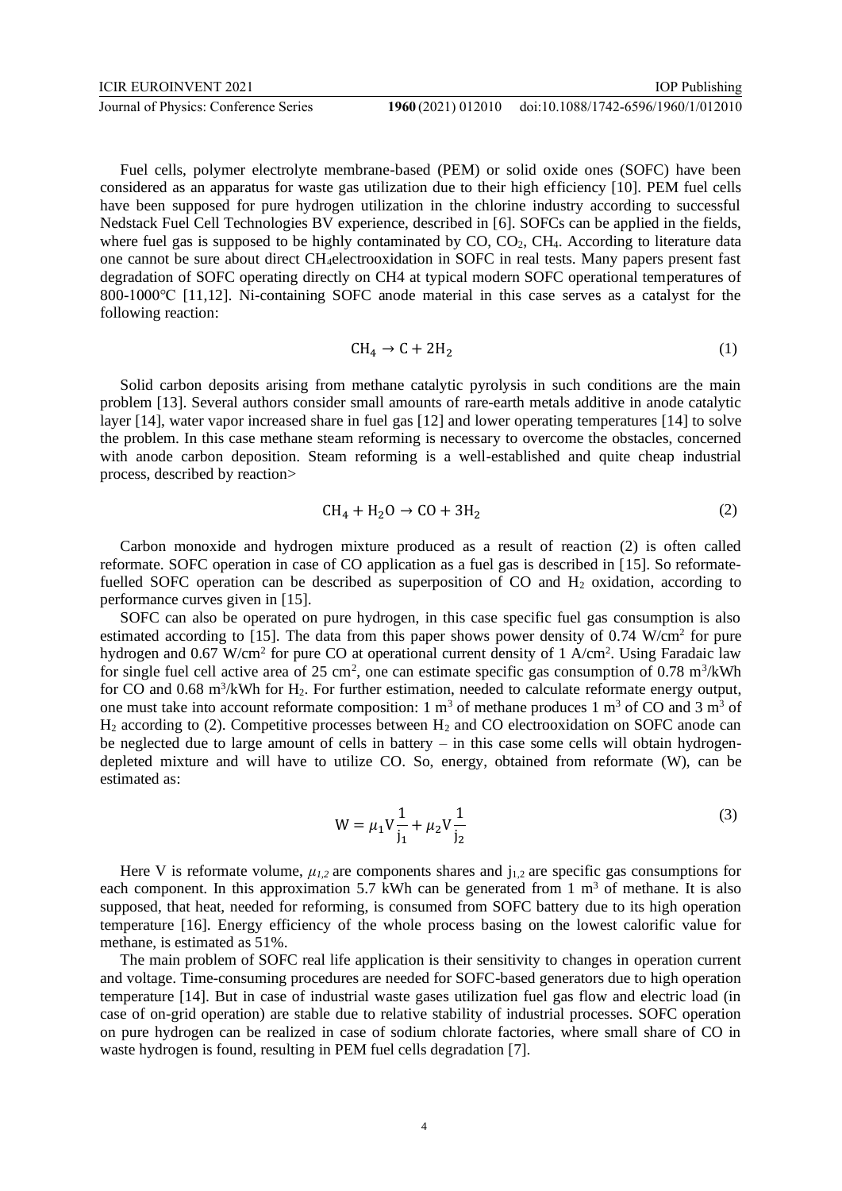Fuel cells, polymer electrolyte membrane-based (PEM) or solid oxide ones (SOFC) have been considered as an apparatus for waste gas utilization due to their high efficiency [10]. PEM fuel cells have been supposed for pure hydrogen utilization in the chlorine industry according to successful Nedstack Fuel Cell Technologies BV experience, described in [6]. SOFCs can be applied in the fields, where fuel gas is supposed to be highly contaminated by CO, $CO_2$, $CH_4$. According to literature data one cannot be sure about direct $CH_4$electrooxidation in SOFC in real tests. Many papers present fast degradation of SOFC operating directly on CH4 at typical modern SOFC operational temperatures of 800-1000°C [11,12]. Ni-containing SOFC anode material in this case serves as a catalyst for the following reaction:

$$CH_4 \rightarrow C + 2H_2 \tag{1}$$

Solid carbon deposits arising from methane catalytic pyrolysis in such conditions are the main problem [13]. Several authors consider small amounts of rare-earth metals additive in anode catalytic layer [14], water vapor increased share in fuel gas [12] and lower operating temperatures [14] to solve the problem. In this case methane steam reforming is necessary to overcome the obstacles, concerned with anode carbon deposition. Steam reforming is a well-established and quite cheap industrial process, described by reaction>

$$CH_4 + H_2O \rightarrow CO + 3H_2 \tag{2}$$

Carbon monoxide and hydrogen mixture produced as a result of reaction (2) is often called reformate. SOFC operation in case of CO application as a fuel gas is described in [15]. So reformate-fuelled SOFC operation can be described as superposition of CO and $H_2$ oxidation, according to performance curves given in [15].

SOFC can also be operated on pure hydrogen, in this case specific fuel gas consumption is also estimated according to [15]. The data from this paper shows power density of 0.74 W/cm$^2$ for pure hydrogen and 0.67 W/cm$^2$ for pure CO at operational current density of 1 A/cm$^2$. Using Faradaic law for single fuel cell active area of 25 cm$^2$, one can estimate specific gas consumption of 0.78 m$^3$/kWh for CO and 0.68 m$^3$/kWh for $H_2$. For further estimation, needed to calculate reformate energy output, one must take into account reformate composition: 1 m$^3$ of methane produces 1 m$^3$ of CO and 3 m$^3$ of $H_2$ according to (2). Competitive processes between $H_2$ and CO electrooxidation on SOFC anode can be neglected due to large amount of cells in battery – in this case some cells will obtain hydrogen-depleted mixture and will have to utilize CO. So, energy, obtained from reformate (W), can be estimated as:

$$W = \mu_1 V \frac{1}{j_1} + \mu_2 V \frac{1}{j_2} \tag{3}$$

Here V is reformate volume, $\mu_{1,2}$ are components shares and $j_{1,2}$ are specific gas consumptions for each component. In this approximation 5.7 kWh can be generated from 1 m$^3$ of methane. It is also supposed, that heat, needed for reforming, is consumed from SOFC battery due to its high operation temperature [16]. Energy efficiency of the whole process basing on the lowest calorific value for methane, is estimated as 51%.

The main problem of SOFC real life application is their sensitivity to changes in operation current and voltage. Time-consuming procedures are needed for SOFC-based generators due to high operation temperature [14]. But in case of industrial waste gases utilization fuel gas flow and electric load (in case of on-grid operation) are stable due to relative stability of industrial processes. SOFC operation on pure hydrogen can be realized in case of sodium chlorate factories, where small share of CO in waste hydrogen is found, resulting in PEM fuel cells degradation [7].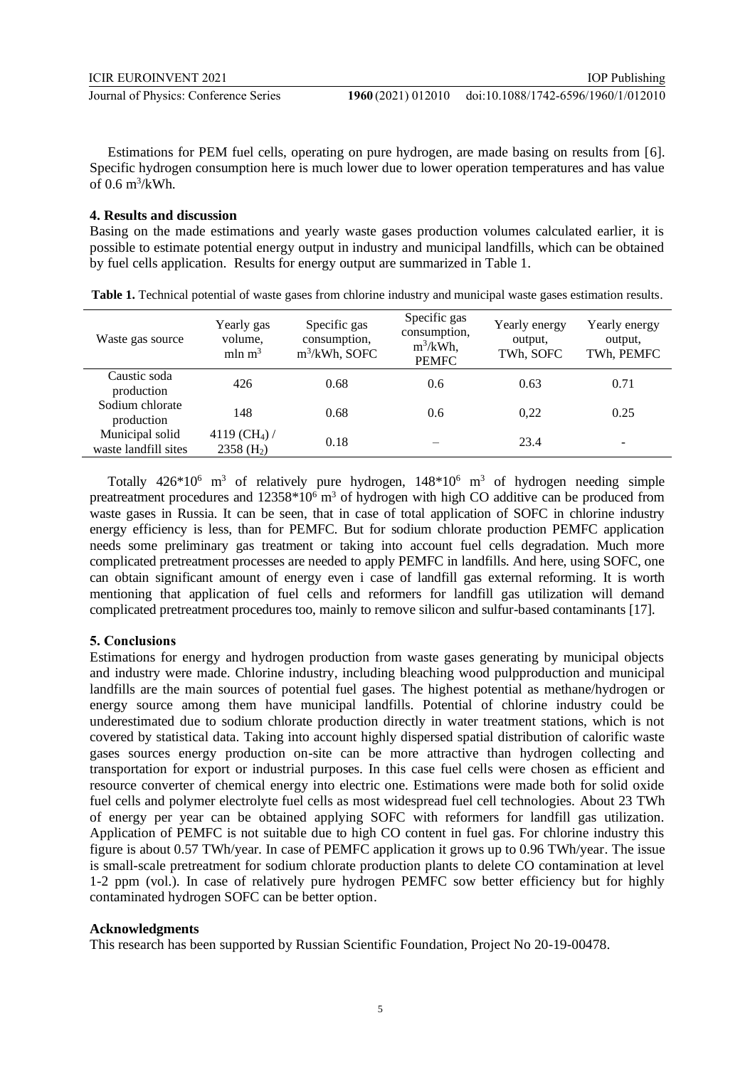Estimations for PEM fuel cells, operating on pure hydrogen, are made basing on results from [6]. Specific hydrogen consumption here is much lower due to lower operation temperatures and has value of 0.6 $m^3$/kWh.

## 4. Results and discussion

Basing on the made estimations and yearly waste gases production volumes calculated earlier, it is possible to estimate potential energy output in industry and municipal landfills, which can be obtained by fuel cells application. Results for energy output are summarized in Table 1.

**Table 1.** Technical potential of waste gases from chlorine industry and municipal waste gases estimation results.

| Waste gas source | Yearly gas volume, mln $m^3$ | Specific gas consumption, $m^3$/kWh, SOFC | Specific gas consumption, $m^3$/kWh, PEMFC | Yearly energy output, TWh, SOFC | Yearly energy output, TWh, PEMFC |
|---|---|---|---|---|---|
| Caustic soda production | 426 | 0.68 | 0.6 | 0.63 | 0.71 |
| Sodium chlorate production | 148 | 0.68 | 0.6 | 0,22 | 0.25 |
| Municipal solid waste landfill sites | 4119 ($CH_4$) / 2358 ($H_2$) | 0.18 | – | 23.4 | - |

Totally $426 \cdot 10^6$ $m^3$ of relatively pure hydrogen, $148 \cdot 10^6$ $m^3$ of hydrogen needing simple preatreatment procedures and $12358 \cdot 10^6$ $m^3$ of hydrogen with high CO additive can be produced from waste gases in Russia. It can be seen, that in case of total application of SOFC in chlorine industry energy efficiency is less, than for PEMFC. But for sodium chlorate production PEMFC application needs some preliminary gas treatment or taking into account fuel cells degradation. Much more complicated pretreatment processes are needed to apply PEMFC in landfills. And here, using SOFC, one can obtain significant amount of energy even i case of landfill gas external reforming. It is worth mentioning that application of fuel cells and reformers for landfill gas utilization will demand complicated pretreatment procedures too, mainly to remove silicon and sulfur-based contaminants [17].

## 5. Conclusions

Estimations for energy and hydrogen production from waste gases generating by municipal objects and industry were made. Chlorine industry, including bleaching wood pulpproduction and municipal landfills are the main sources of potential fuel gases. The highest potential as methane/hydrogen or energy source among them have municipal landfills. Potential of chlorine industry could be underestimated due to sodium chlorate production directly in water treatment stations, which is not covered by statistical data. Taking into account highly dispersed spatial distribution of calorific waste gases sources energy production on-site can be more attractive than hydrogen collecting and transportation for export or industrial purposes. In this case fuel cells were chosen as efficient and resource converter of chemical energy into electric one. Estimations were made both for solid oxide fuel cells and polymer electrolyte fuel cells as most widespread fuel cell technologies. About 23 TWh of energy per year can be obtained applying SOFC with reformers for landfill gas utilization. Application of PEMFC is not suitable due to high CO content in fuel gas. For chlorine industry this figure is about 0.57 TWh/year. In case of PEMFC application it grows up to 0.96 TWh/year. The issue is small-scale pretreatment for sodium chlorate production plants to delete CO contamination at level 1-2 ppm (vol.). In case of relatively pure hydrogen PEMFC sow better efficiency but for highly contaminated hydrogen SOFC can be better option.

## Acknowledgments

This research has been supported by Russian Scientific Foundation, Project No 20-19-00478.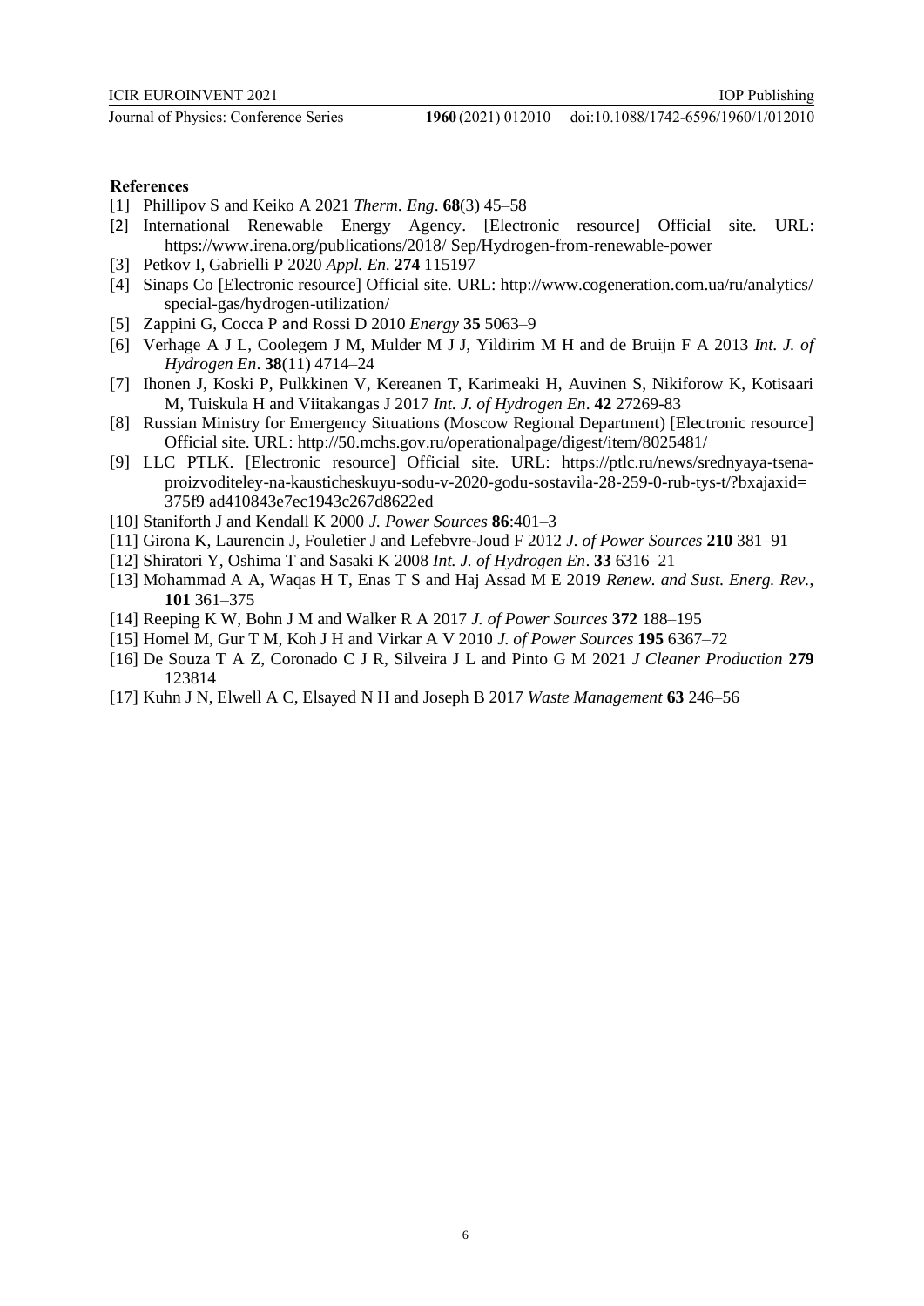**References**

[1] Phillipov S and Keiko A 2021 *Therm. Eng*. **68**(3) 45–58

[2] International Renewable Energy Agency. [Electronic resource] Official site. URL: https://www.irena.org/publications/2018/ Sep/Hydrogen-from-renewable-power

[3] Petkov I, Gabrielli P 2020 *Appl. En*. **274** 115197

[4] Sinaps Co [Electronic resource] Official site. URL: http://www.cogeneration.com.ua/ru/analytics/ special-gas/hydrogen-utilization/

[5] Zappini G, Cocca P and Rossi D 2010 *Energy* **35** 5063–9

[6] Verhage A J L, Coolegem J M, Mulder M J J, Yildirim M H and de Bruijn F A 2013 *Int. J. of Hydrogen En*. **38**(11) 4714–24

[7] Ihonen J, Koski P, Pulkkinen V, Kereanen T, Karimeaki H, Auvinen S, Nikiforow K, Kotisaari M, Tuiskula H and Viitakangas J 2017 *Int. J. of Hydrogen En*. **42** 27269-83

[8] Russian Ministry for Emergency Situations (Moscow Regional Department) [Electronic resource] Official site. URL: http://50.mchs.gov.ru/operationalpage/digest/item/8025481/

[9] LLC PTLK. [Electronic resource] Official site. URL: https://ptlc.ru/news/srednyaya-tsena-proizvoditeley-na-kausticheskuyu-sodu-v-2020-godu-sostavila-28-259-0-rub-tys-t/?bxajaxid= 375f9 ad410843e7ec1943c267d8622ed

[10] Staniforth J and Kendall K 2000 *J. Power Sources* **86**:401–3

[11] Girona K, Laurencin J, Fouletier J and Lefebvre-Joud F 2012 *J. of Power Sources* **210** 381–91

[12] Shiratori Y, Oshima T and Sasaki K 2008 *Int. J. of Hydrogen En*. **33** 6316–21

[13] Mohammad A A, Waqas H T, Enas T S and Haj Assad M E 2019 *Renew. and Sust. Energ. Rev.*, **101** 361–375

[14] Reeping K W, Bohn J M and Walker R A 2017 *J. of Power Sources* **372** 188–195

[15] Homel M, Gur T M, Koh J H and Virkar A V 2010 *J. of Power Sources* **195** 6367–72

[16] De Souza T A Z, Coronado C J R, Silveira J L and Pinto G M 2021 *J Cleaner Production* **279** 123814

[17] Kuhn J N, Elwell A C, Elsayed N H and Joseph B 2017 *Waste Management* **63** 246–56